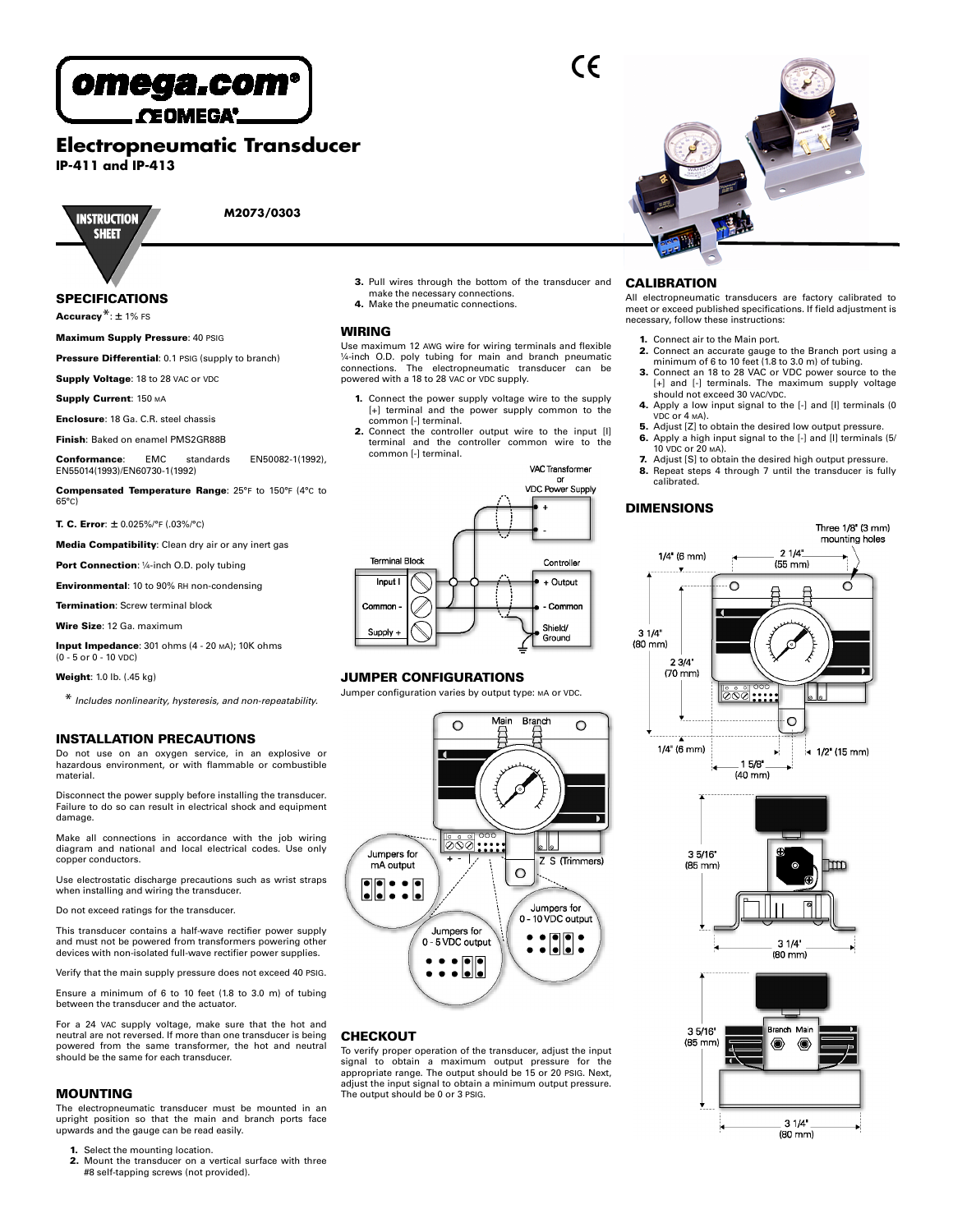# Electropneumatic Transducer

**IP-411 and IP-413**

INSTRUCTION SHEET

**M2073/0303**

## SPECIFICATIONS

**Accuracy***: ± 1% FS

**Maximum Supply Pressure**: 40 PSIG

**Pressure Differential**: 0.1 PSIG (supply to branch)

**Supply Voltage**: 18 to 28 VAC or VDC

**Supply Current**: 150 MA

**Enclosure**: 18 Ga. C.R. steel chassis

**Finish**: Baked on enamel PMS2GR88B

**Conformance**: EMC standards EN50082-1(1992), EN55014(1993)/EN60730-1(1992)

**Compensated Temperature Range**: 25°F to 150°F (4°C to 65°C)

**T. C. Error**: ± 0.025%/°F (.03%/°C)

**Media Compatibility**: Clean dry air or any inert gas

**Port Connection**: ¼-inch O.D. poly tubing

**Environmental**: 10 to 90% RH non-condensing

**Termination**: Screw terminal block

**Wire Size**: 12 Ga. maximum

**Input Impedance**: 301 ohms (4 - 20 MA); 10K ohms (0 - 5 or 0 - 10 VDC)

**Weight**: 1.0 lb. (.45 kg)

* *Includes nonlinearity, hysteresis, and non-repeatability.*

## INSTALLATION PRECAUTIONS

Do not use on an oxygen service, in an explosive or hazardous environment, or with flammable or combustible material.

Disconnect the power supply before installing the transducer. Failure to do so can result in electrical shock and equipment damage.

Make all connections in accordance with the job wiring diagram and national and local electrical codes. Use only copper conductors.

Use electrostatic discharge precautions such as wrist straps when installing and wiring the transducer.

Do not exceed ratings for the transducer.

This transducer contains a half-wave rectifier power supply and must not be powered from transformers powering other devices with non-isolated full-wave rectifier power supplies.

Verify that the main supply pressure does not exceed 40 PSIG.

Ensure a minimum of 6 to 10 feet (1.8 to 3.0 m) of tubing between the transducer and the actuator.

For a 24 VAC supply voltage, make sure that the hot and neutral are not reversed. If more than one transducer is being powered from the same transformer, the hot and neutral should be the same for each transducer.

## MOUNTING

The electropneumatic transducer must be mounted in an upright position so that the main and branch ports face upwards and the gauge can be read easily.

1. Select the mounting location.
2. Mount the transducer on a vertical surface with three #8 self-tapping screws (not provided).
3. Pull wires through the bottom of the transducer and make the necessary connections.
4. Make the pneumatic connections.

## WIRING

Use maximum 12 AWG wire for wiring terminals and flexible ¼-inch O.D. poly tubing for main and branch pneumatic connections. The electropneumatic transducer can be powered with a 18 to 28 VAC or VDC supply.

1. Connect the power supply voltage wire to the supply [+] terminal and the power supply common to the common [-] terminal.
2. Connect the controller output wire to the input [I] terminal and the controller common wire to the common [-] terminal.

VAC Transformer or VDC Power Supply: + / -

Terminal Block: Input I / Common - / Supply +

Controller: + Output / - Common / Shield/ Ground

## JUMPER CONFIGURATIONS

Jumper configuration varies by output type: MA or VDC.

Main Branch

Z S (Trimmers)

Jumpers for mA output

Jumpers for 0 - 5 VDC output

Jumpers for 0 - 10 VDC output

## CHECKOUT

To verify proper operation of the transducer, adjust the input signal to obtain a maximum output pressure for the appropriate range. The output should be 15 or 20 PSIG. Next, adjust the input signal to obtain a minimum output pressure. The output should be 0 or 3 PSIG.

## CALIBRATION

All electropneumatic transducers are factory calibrated to meet or exceed published specifications. If field adjustment is necessary, follow these instructions:

1. Connect air to the Main port.
2. Connect an accurate gauge to the Branch port using a minimum of 6 to 10 feet (1.8 to 3.0 m) of tubing.
3. Connect an 18 to 28 VAC or VDC power source to the [+] and [-] terminals. The maximum supply voltage should not exceed 30 VAC/VDC.
4. Apply a low input signal to the [-] and [I] terminals (0 VDC or 4 MA).
5. Adjust [Z] to obtain the desired low output pressure.
6. Apply a high input signal to the [-] and [I] terminals (5/ 10 VDC or 20 MA).
7. Adjust [S] to obtain the desired high output pressure.
8. Repeat steps 4 through 7 until the transducer is fully calibrated.

## DIMENSIONS

Three 1/8" (3 mm) mounting holes

1/4" (6 mm); 2 1/4" (55 mm); 3 1/4" (80 mm); 2 3/4" (70 mm); 1/4" (6 mm); 1 5/8" (40 mm); 1/2" (15 mm)

3 5/16" (85 mm); 3 1/4" (80 mm)

Branch Main

3 5/16" (85 mm); 3 1/4" (80 mm)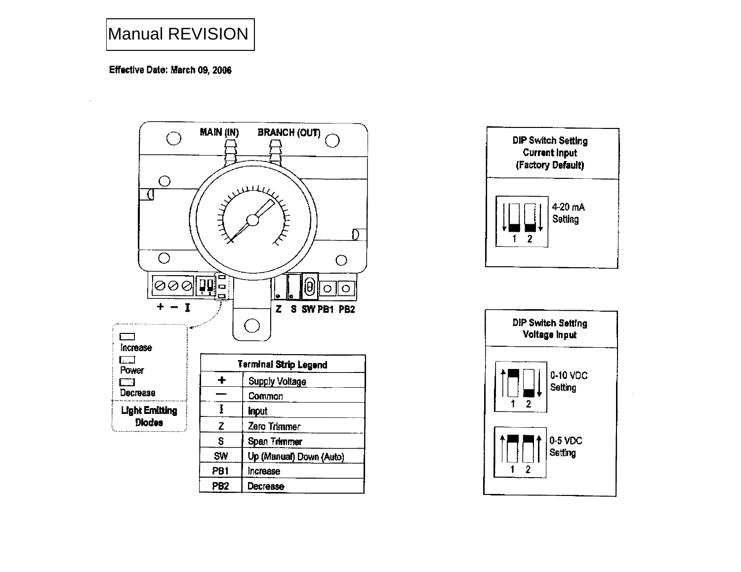Manual REVISION

**Effective Date: March 09, 2006**

MAIN (IN) BRANCH (OUT)

\+ − I

Z S SW PB1 PB2

**Light Emitting Diodes**

- Increase
- Power
- Decrease

| Terminal Strip Legend | |
|---|---|
| + | Supply Voltage |
| — | Common |
| I | Input |
| Z | Zero Trimmer |
| S | Span Trimmer |
| SW | Up (Manual) Down (Auto) |
| PB1 | Increase |
| PB2 | Decrease |

**DIP Switch Setting Current Input (Factory Default)**

4-20 mA Setting (1 2)

**DIP Switch Setting Voltage Input**

0-10 VDC Setting (1 2)

0-5 VDC Setting (1 2)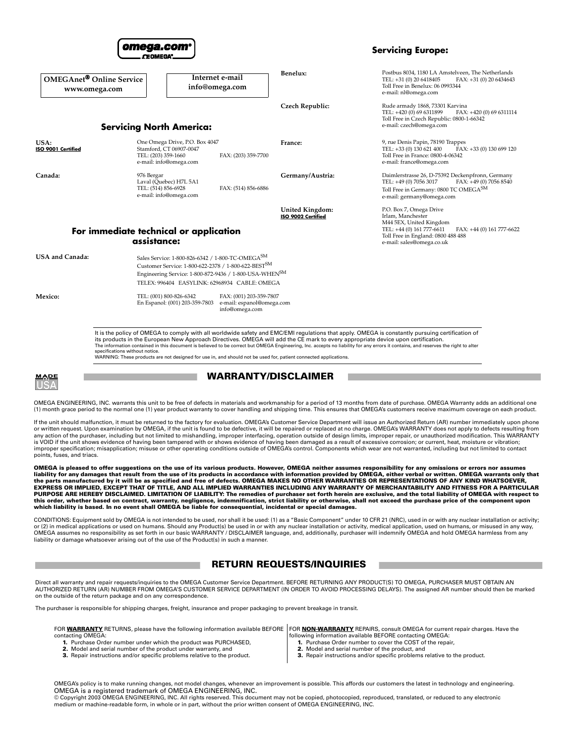omega.com®
OMEGA®

**OMEGAnet® Online Service**
**www.omega.com**

**Internet e-mail**
**info@omega.com**

## Servicing North America:

**USA:**
**ISO 9001 Certified**
One Omega Drive, P.O. Box 4047
Stamford, CT 06907-0047
TEL: (203) 359-1660 FAX: (203) 359-7700
e-mail: info@omega.com

**Canada:**
976 Bergar
Laval (Quebec) H7L 5A1
TEL: (514) 856-6928 FAX: (514) 856-6886
e-mail: info@omega.com

## For immediate technical or application assistance:

**USA and Canada:**
Sales Service: 1-800-826-6342 / 1-800-TC-OMEGA℠
Customer Service: 1-800-622-2378 / 1-800-622-BEST℠
Engineering Service: 1-800-872-9436 / 1-800-USA-WHEN℠
TELEX: 996404 EASYLINK: 62968934 CABLE: OMEGA

**Mexico:**
TEL: (001) 800-826-6342 FAX: (001) 203-359-7807
En Espanol: (001) 203-359-7803 e-mail: espanol@omega.com
info@omega.com

## Servicing Europe:

**Benelux:**
Postbus 8034, 1180 LA Amstelveen, The Netherlands
TEL: +31 (0) 20 6418405 FAX: +31 (0) 20 6434643
Toll Free in Benelux: 06 0993344
e-mail: nl@omega.com

**Czech Republic:**
Rude armady 1868, 73301 Karvina
TEL: +420 (0) 69 6311899 FAX: +420 (0) 69 6311114
Toll Free in Czech Republic: 0800-1-66342
e-mail: czech@omega.com

**France:**
9, rue Denis Papin, 78190 Trappes
TEL: +33 (0) 130 621 400 FAX: +33 (0) 130 699 120
Toll Free in France: 0800-4-06342
e-mail: france@omega.com

**Germany/Austria:**
Daimlerstrasse 26, D-75392 Deckenpfronn, Germany
TEL: +49 (0) 7056 3017 FAX: +49 (0) 7056 8540
Toll Free in Germany: 0800 TC OMEGA℠
e-mail: germany@omega.com

**United Kingdom:**
**ISO 9002 Certified**
P.O. Box 7, Omega Drive
Irlam, Manchester
M44 5EX, United Kingdom
TEL: +44 (0) 161 777-6611 FAX: +44 (0) 161 777-6622
Toll Free in England: 0800 488 488
e-mail: sales@omega.co.uk

It is the policy of OMEGA to comply with all worldwide safety and EMC/EMI regulations that apply. OMEGA is constantly pursuing certification of its products in the European New Approach Directives. OMEGA will add the CE mark to every appropriate device upon certification.
The information contained in this document is believed to be correct but OMEGA Engineering, Inc. accepts no liability for any errors it contains, and reserves the right to alter specifications without notice.
WARNING: These products are not designed for use in, and should not be used for, patient connected applications.

MADE IN USA

## WARRANTY/DISCLAIMER

OMEGA ENGINEERING, INC. warrants this unit to be free of defects in materials and workmanship for a period of 13 months from date of purchase. OMEGA Warranty adds an additional one (1) month grace period to the normal one (1) year product warranty to cover handling and shipping time. This ensures that OMEGA's customers receive maximum coverage on each product.

If the unit should malfunction, it must be returned to the factory for evaluation. OMEGA's Customer Service Department will issue an Authorized Return (AR) number immediately upon phone or written request. Upon examination by OMEGA, if the unit is found to be defective, it will be repaired or replaced at no charge. OMEGA's WARRANTY does not apply to defects resulting from any action of the purchaser, including but not limited to mishandling, improper interfacing, operation outside of design limits, improper repair, or unauthorized modification. This WARRANTY is VOID if the unit shows evidence of having been tampered with or shows evidence of having been damaged as a result of excessive corrosion; or current, heat, moisture or vibration; improper specification; misapplication; misuse or other operating conditions outside of OMEGA's control. Components which wear are not warranted, including but not limited to contact points, fuses, and triacs.

**OMEGA is pleased to offer suggestions on the use of its various products. However, OMEGA neither assumes responsibility for any omissions or errors nor assumes liability for any damages that result from the use of its products in accordance with information provided by OMEGA, either verbal or written. OMEGA warrants only that the parts manufactured by it will be as specified and free of defects. OMEGA MAKES NO OTHER WARRANTIES OR REPRESENTATIONS OF ANY KIND WHATSOEVER, EXPRESS OR IMPLIED, EXCEPT THAT OF TITLE, AND ALL IMPLIED WARRANTIES INCLUDING ANY WARRANTY OF MERCHANTABILITY AND FITNESS FOR A PARTICULAR PURPOSE ARE HEREBY DISCLAIMED. LIMITATION OF LIABILITY: The remedies of purchaser set forth herein are exclusive, and the total liability of OMEGA with respect to this order, whether based on contract, warranty, negligence, indemnification, strict liability or otherwise, shall not exceed the purchase price of the component upon which liability is based. In no event shall OMEGA be liable for consequential, incidental or special damages.**

CONDITIONS: Equipment sold by OMEGA is not intended to be used, nor shall it be used: (1) as a "Basic Component" under 10 CFR 21 (NRC), used in or with any nuclear installation or activity; or (2) in medical applications or used on humans. Should any Product(s) be used in or with any nuclear installation or activity, medical application, used on humans, or misused in any way, OMEGA assumes no responsibility as set forth in our basic WARRANTY / DISCLAIMER language, and, additionally, purchaser will indemnify OMEGA and hold OMEGA harmless from any liability or damage whatsoever arising out of the use of the Product(s) in such a manner.

## RETURN REQUESTS/INQUIRIES

Direct all warranty and repair requests/inquiries to the OMEGA Customer Service Department. BEFORE RETURNING ANY PRODUCT(S) TO OMEGA, PURCHASER MUST OBTAIN AN AUTHORIZED RETURN (AR) NUMBER FROM OMEGA'S CUSTOMER SERVICE DEPARTMENT (IN ORDER TO AVOID PROCESSING DELAYS). The assigned AR number should then be marked on the outside of the return package and on any correspondence.

The purchaser is responsible for shipping charges, freight, insurance and proper packaging to prevent breakage in transit.

FOR **WARRANTY** RETURNS, please have the following information available BEFORE contacting OMEGA:

1. Purchase Order number under which the product was PURCHASED,
2. Model and serial number of the product under warranty, and
3. Repair instructions and/or specific problems relative to the product.

FOR **NON-WARRANTY** REPAIRS, consult OMEGA for current repair charges. Have the following information available BEFORE contacting OMEGA:

1. Purchase Order number to cover the COST of the repair,
2. Model and serial number of the product, and
3. Repair instructions and/or specific problems relative to the product.

OMEGA's policy is to make running changes, not model changes, whenever an improvement is possible. This affords our customers the latest in technology and engineering.
OMEGA is a registered trademark of OMEGA ENGINEERING, INC.
© Copyright 2003 OMEGA ENGINEERING, INC. All rights reserved. This document may not be copied, photocopied, reproduced, translated, or reduced to any electronic medium or machine-readable form, in whole or in part, without the prior written consent of OMEGA ENGINEERING, INC.